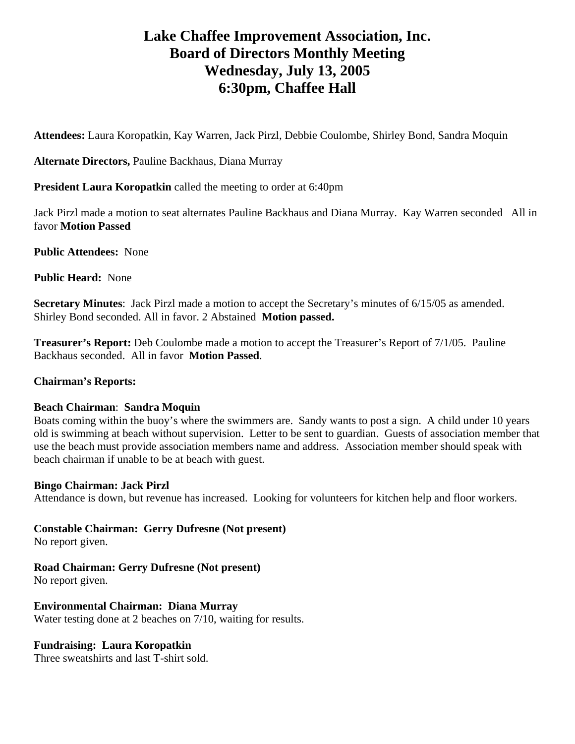# Lake Chaffee Improvement Association, Inc.
# Board of Directors Monthly Meeting
# Wednesday, July 13, 2005
# 6:30pm, Chaffee Hall

**Attendees:** Laura Koropatkin, Kay Warren, Jack Pirzl, Debbie Coulombe, Shirley Bond, Sandra Moquin

**Alternate Directors,** Pauline Backhaus, Diana Murray

**President Laura Koropatkin** called the meeting to order at 6:40pm

Jack Pirzl made a motion to seat alternates Pauline Backhaus and Diana Murray. Kay Warren seconded All in favor **Motion Passed**

**Public Attendees:** None

**Public Heard:** None

**Secretary Minutes**: Jack Pirzl made a motion to accept the Secretary's minutes of 6/15/05 as amended. Shirley Bond seconded. All in favor. 2 Abstained **Motion passed.**

**Treasurer's Report:** Deb Coulombe made a motion to accept the Treasurer's Report of 7/1/05. Pauline Backhaus seconded. All in favor **Motion Passed**.

**Chairman's Reports:**

**Beach Chairman**: **Sandra Moquin**
Boats coming within the buoy's where the swimmers are. Sandy wants to post a sign. A child under 10 years old is swimming at beach without supervision. Letter to be sent to guardian. Guests of association member that use the beach must provide association members name and address. Association member should speak with beach chairman if unable to be at beach with guest.

**Bingo Chairman: Jack Pirzl**
Attendance is down, but revenue has increased. Looking for volunteers for kitchen help and floor workers.

**Constable Chairman: Gerry Dufresne (Not present)**
No report given.

**Road Chairman: Gerry Dufresne (Not present)**
No report given.

**Environmental Chairman: Diana Murray**
Water testing done at 2 beaches on 7/10, waiting for results.

**Fundraising: Laura Koropatkin**
Three sweatshirts and last T-shirt sold.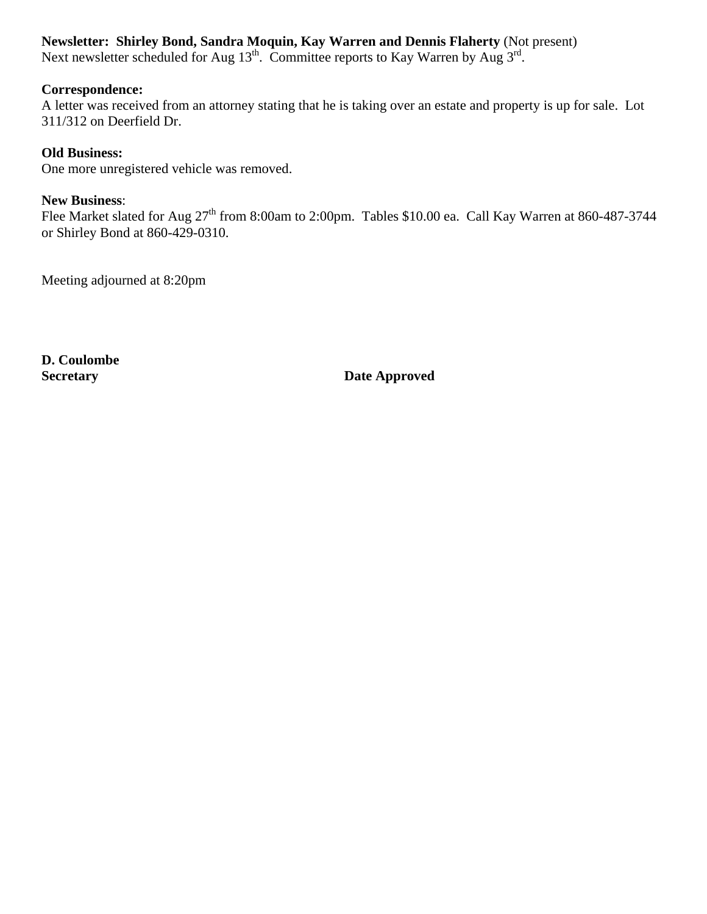**Newsletter: Shirley Bond, Sandra Moquin, Kay Warren and Dennis Flaherty** (Not present)
Next newsletter scheduled for Aug 13th. Committee reports to Kay Warren by Aug 3rd.

**Correspondence:**
A letter was received from an attorney stating that he is taking over an estate and property is up for sale. Lot 311/312 on Deerfield Dr.

**Old Business:**
One more unregistered vehicle was removed.

**New Business**:
Flee Market slated for Aug 27th from 8:00am to 2:00pm. Tables $10.00 ea. Call Kay Warren at 860-487-3744 or Shirley Bond at 860-429-0310.

Meeting adjourned at 8:20pm

**D. Coulombe**
**Secretary** **Date Approved**